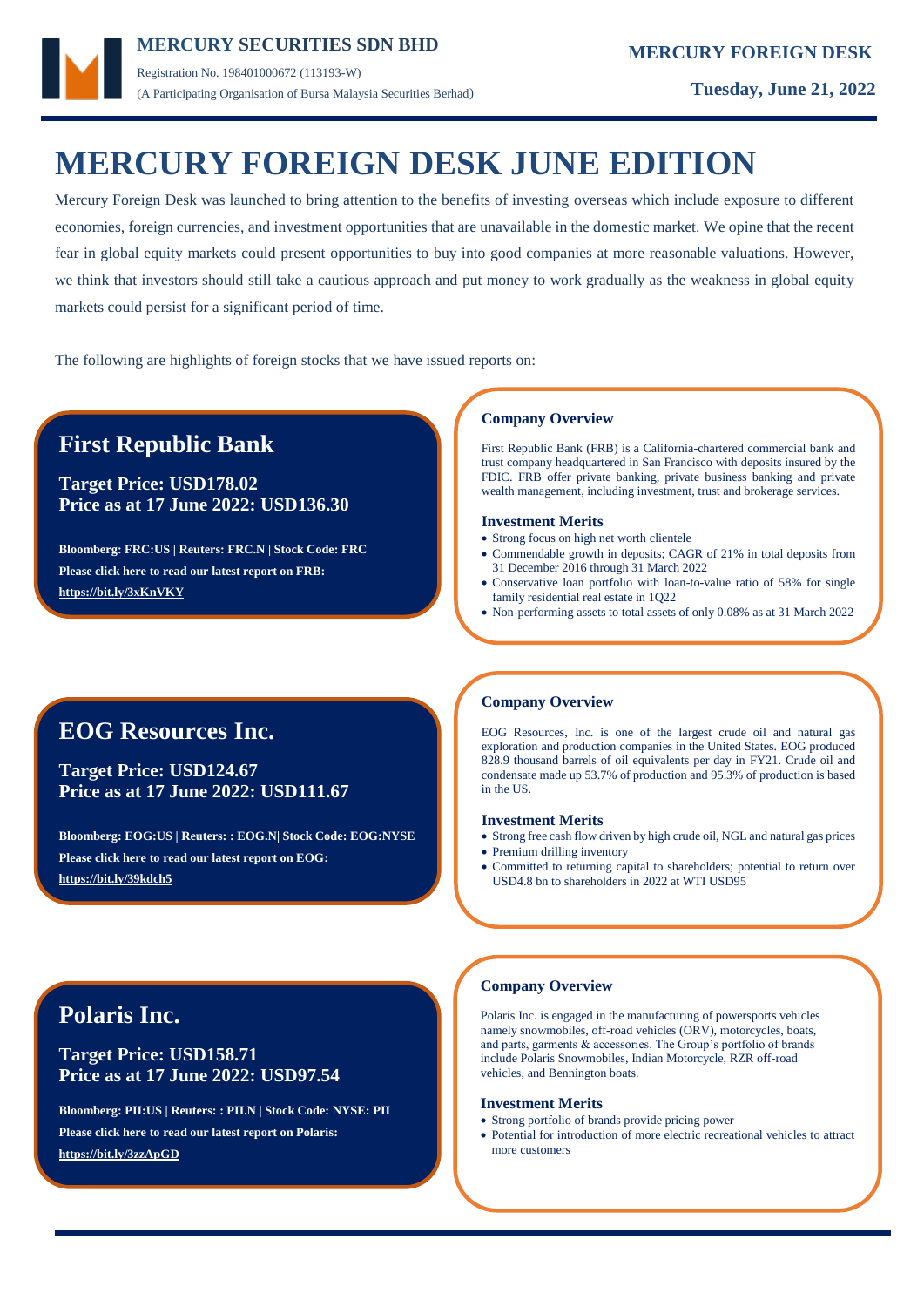**MERCURY SECURITIES SDN BHD**

Registration No. 198401000672 (113193-W)

(A Participating Organisation of Bursa Malaysia Securities Berhad)

**MERCURY FOREIGN DESK**

**Tuesday, June 21, 2022**

# MERCURY FOREIGN DESK JUNE EDITION

Mercury Foreign Desk was launched to bring attention to the benefits of investing overseas which include exposure to different economies, foreign currencies, and investment opportunities that are unavailable in the domestic market. We opine that the recent fear in global equity markets could present opportunities to buy into good companies at more reasonable valuations. However, we think that investors should still take a cautious approach and put money to work gradually as the weakness in global equity markets could persist for a significant period of time.

The following are highlights of foreign stocks that we have issued reports on:

## First Republic Bank

**Target Price: USD178.02**
**Price as at 17 June 2022: USD136.30**

**Bloomberg: FRC:US | Reuters: FRC.N | Stock Code: FRC**

**Please click here to read our latest report on FRB:**

**https://bit.ly/3xKnVKY**

### Company Overview

First Republic Bank (FRB) is a California-chartered commercial bank and trust company headquartered in San Francisco with deposits insured by the FDIC. FRB offer private banking, private business banking and private wealth management, including investment, trust and brokerage services.

### Investment Merits

- Strong focus on high net worth clientele
- Commendable growth in deposits; CAGR of 21% in total deposits from 31 December 2016 through 31 March 2022
- Conservative loan portfolio with loan-to-value ratio of 58% for single family residential real estate in 1Q22
- Non-performing assets to total assets of only 0.08% as at 31 March 2022

## EOG Resources Inc.

**Target Price: USD124.67**
**Price as at 17 June 2022: USD111.67**

**Bloomberg: EOG:US | Reuters: : EOG.N| Stock Code: EOG:NYSE**

**Please click here to read our latest report on EOG:**

**https://bit.ly/39kdch5**

### Company Overview

EOG Resources, Inc. is one of the largest crude oil and natural gas exploration and production companies in the United States. EOG produced 828.9 thousand barrels of oil equivalents per day in FY21. Crude oil and condensate made up 53.7% of production and 95.3% of production is based in the US.

### Investment Merits

- Strong free cash flow driven by high crude oil, NGL and natural gas prices
- Premium drilling inventory
- Committed to returning capital to shareholders; potential to return over USD4.8 bn to shareholders in 2022 at WTI USD95

## Polaris Inc.

**Target Price: USD158.71**
**Price as at 17 June 2022: USD97.54**

**Bloomberg: PII:US | Reuters: : PII.N | Stock Code: NYSE: PII**

**Please click here to read our latest report on Polaris:**

**https://bit.ly/3zzApGD**

### Company Overview

Polaris Inc. is engaged in the manufacturing of powersports vehicles namely snowmobiles, off-road vehicles (ORV), motorcycles, boats, and parts, garments & accessories. The Group's portfolio of brands include Polaris Snowmobiles, Indian Motorcycle, RZR off-road vehicles, and Bennington boats.

### Investment Merits

- Strong portfolio of brands provide pricing power
- Potential for introduction of more electric recreational vehicles to attract more customers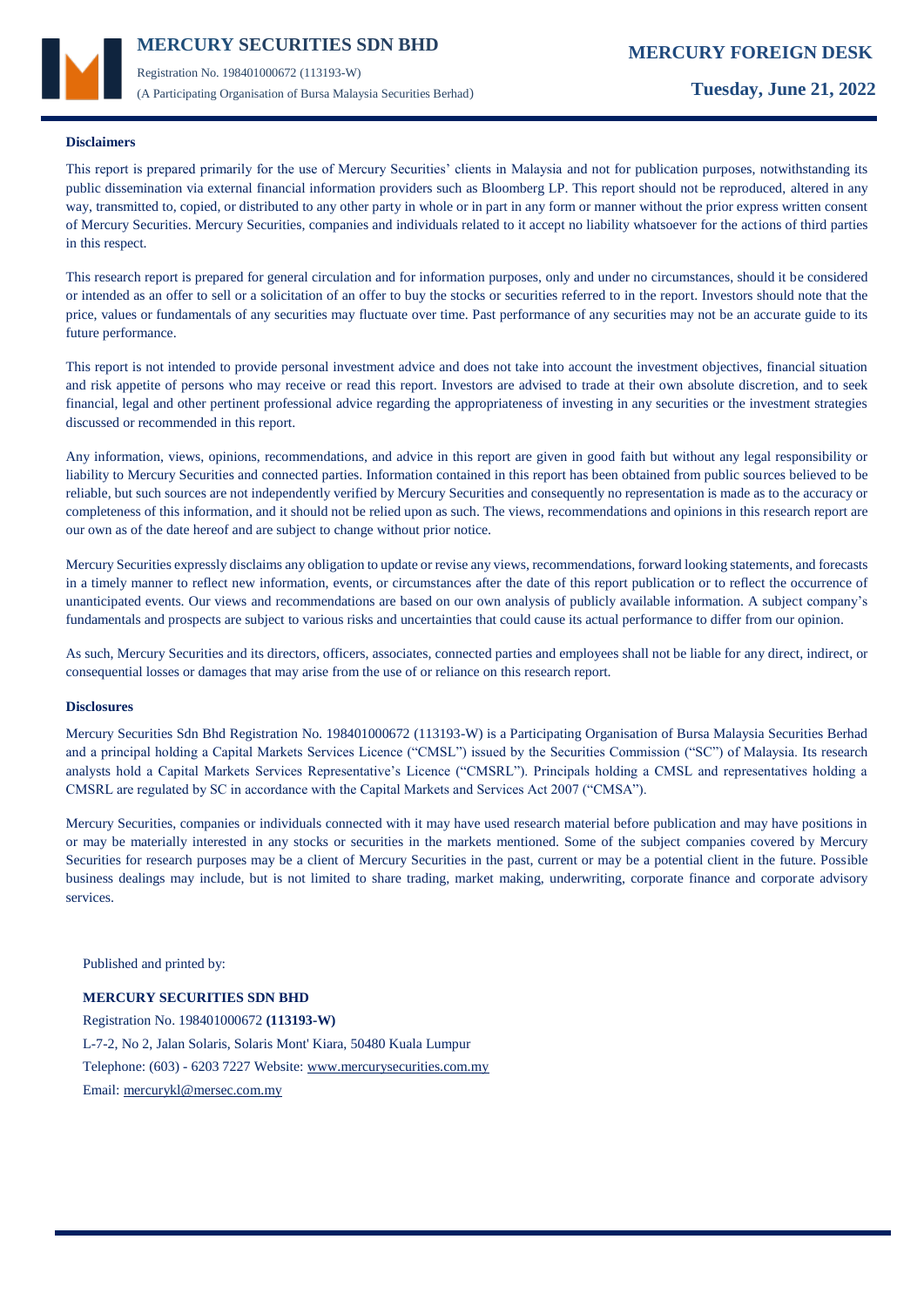### Disclaimers

This report is prepared primarily for the use of Mercury Securities' clients in Malaysia and not for publication purposes, notwithstanding its public dissemination via external financial information providers such as Bloomberg LP. This report should not be reproduced, altered in any way, transmitted to, copied, or distributed to any other party in whole or in part in any form or manner without the prior express written consent of Mercury Securities. Mercury Securities, companies and individuals related to it accept no liability whatsoever for the actions of third parties in this respect.

This research report is prepared for general circulation and for information purposes, only and under no circumstances, should it be considered or intended as an offer to sell or a solicitation of an offer to buy the stocks or securities referred to in the report. Investors should note that the price, values or fundamentals of any securities may fluctuate over time. Past performance of any securities may not be an accurate guide to its future performance.

This report is not intended to provide personal investment advice and does not take into account the investment objectives, financial situation and risk appetite of persons who may receive or read this report. Investors are advised to trade at their own absolute discretion, and to seek financial, legal and other pertinent professional advice regarding the appropriateness of investing in any securities or the investment strategies discussed or recommended in this report.

Any information, views, opinions, recommendations, and advice in this report are given in good faith but without any legal responsibility or liability to Mercury Securities and connected parties. Information contained in this report has been obtained from public sources believed to be reliable, but such sources are not independently verified by Mercury Securities and consequently no representation is made as to the accuracy or completeness of this information, and it should not be relied upon as such. The views, recommendations and opinions in this research report are our own as of the date hereof and are subject to change without prior notice.

Mercury Securities expressly disclaims any obligation to update or revise any views, recommendations, forward looking statements, and forecasts in a timely manner to reflect new information, events, or circumstances after the date of this report publication or to reflect the occurrence of unanticipated events. Our views and recommendations are based on our own analysis of publicly available information. A subject company's fundamentals and prospects are subject to various risks and uncertainties that could cause its actual performance to differ from our opinion.

As such, Mercury Securities and its directors, officers, associates, connected parties and employees shall not be liable for any direct, indirect, or consequential losses or damages that may arise from the use of or reliance on this research report.

### Disclosures

Mercury Securities Sdn Bhd Registration No. 198401000672 (113193-W) is a Participating Organisation of Bursa Malaysia Securities Berhad and a principal holding a Capital Markets Services Licence ("CMSL") issued by the Securities Commission ("SC") of Malaysia. Its research analysts hold a Capital Markets Services Representative's Licence ("CMSRL"). Principals holding a CMSL and representatives holding a CMSRL are regulated by SC in accordance with the Capital Markets and Services Act 2007 ("CMSA").

Mercury Securities, companies or individuals connected with it may have used research material before publication and may have positions in or may be materially interested in any stocks or securities in the markets mentioned. Some of the subject companies covered by Mercury Securities for research purposes may be a client of Mercury Securities in the past, current or may be a potential client in the future. Possible business dealings may include, but is not limited to share trading, market making, underwriting, corporate finance and corporate advisory services.

Published and printed by:

**MERCURY SECURITIES SDN BHD**
Registration No. 198401000672 **(113193-W)**
L-7-2, No 2, Jalan Solaris, Solaris Mont' Kiara, 50480 Kuala Lumpur
Telephone: (603) - 6203 7227 Website: www.mercurysecurities.com.my
Email: mercurykl@mersec.com.my